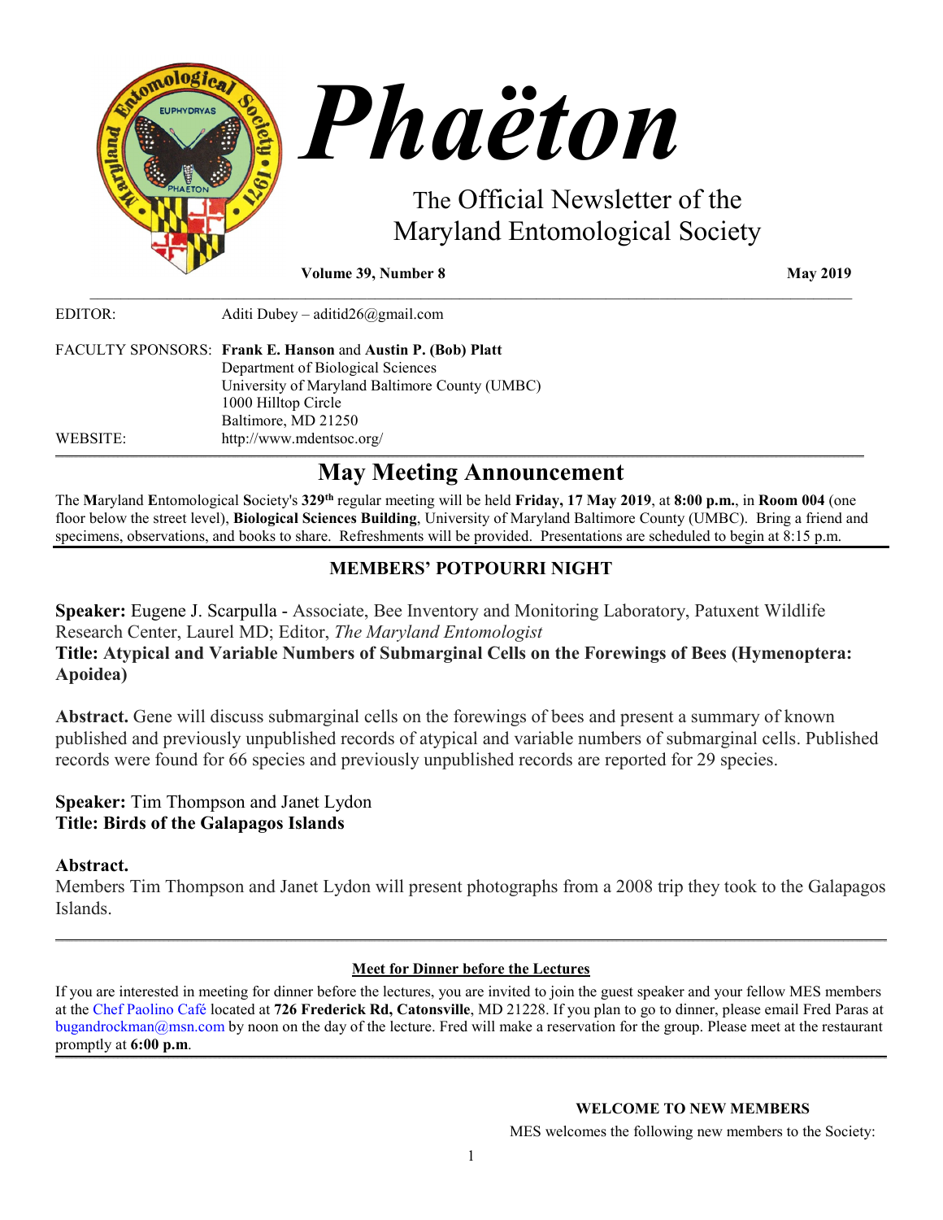# Phaëton

The Official Newsletter of the Maryland Entomological Society

**Volume 39, Number 8** **May 2019**

EDITOR: Aditi Dubey – aditid26@gmail.com

FACULTY SPONSORS: **Frank E. Hanson** and **Austin P. (Bob) Platt**
Department of Biological Sciences
University of Maryland Baltimore County (UMBC)
1000 Hilltop Circle
Baltimore, MD 21250

WEBSITE: http://www.mdentsoc.org/

## May Meeting Announcement

The **M**aryland **E**ntomological **S**ociety's **329th** regular meeting will be held **Friday, 17 May 2019**, at **8:00 p.m.**, in **Room 004** (one floor below the street level), **Biological Sciences Building**, University of Maryland Baltimore County (UMBC). Bring a friend and specimens, observations, and books to share. Refreshments will be provided. Presentations are scheduled to begin at 8:15 p.m.

### MEMBERS' POTPOURRI NIGHT

**Speaker:** Eugene J. Scarpulla - Associate, Bee Inventory and Monitoring Laboratory, Patuxent Wildlife Research Center, Laurel MD; Editor, *The Maryland Entomologist*
**Title: Atypical and Variable Numbers of Submarginal Cells on the Forewings of Bees (Hymenoptera: Apoidea)**

**Abstract.** Gene will discuss submarginal cells on the forewings of bees and present a summary of known published and previously unpublished records of atypical and variable numbers of submarginal cells. Published records were found for 66 species and previously unpublished records are reported for 29 species.

**Speaker:** Tim Thompson and Janet Lydon
**Title: Birds of the Galapagos Islands**

**Abstract.**
Members Tim Thompson and Janet Lydon will present photographs from a 2008 trip they took to the Galapagos Islands.

---

**Meet for Dinner before the Lectures**

If you are interested in meeting for dinner before the lectures, you are invited to join the guest speaker and your fellow MES members at the Chef Paolino Café located at **726 Frederick Rd, Catonsville**, MD 21228. If you plan to go to dinner, please email Fred Paras at bugandrockman@msn.com by noon on the day of the lecture. Fred will make a reservation for the group. Please meet at the restaurant promptly at **6:00 p.m**.

**WELCOME TO NEW MEMBERS**

MES welcomes the following new members to the Society: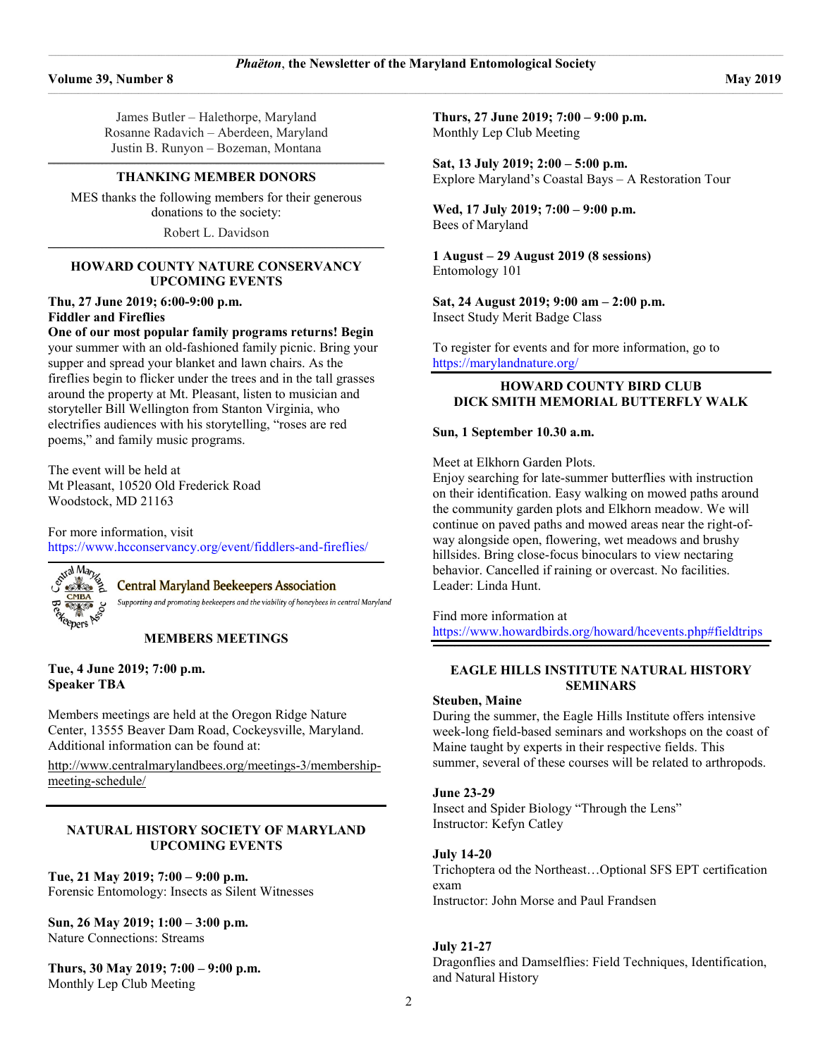James Butler – Halethorpe, Maryland
Rosanne Radavich – Aberdeen, Maryland
Justin B. Runyon – Bozeman, Montana

## THANKING MEMBER DONORS

MES thanks the following members for their generous donations to the society:

Robert L. Davidson

## HOWARD COUNTY NATURE CONSERVANCY UPCOMING EVENTS

**Thu, 27 June 2019; 6:00-9:00 p.m.**
**Fiddler and Fireflies**
**One of our most popular family programs returns! Begin** your summer with an old-fashioned family picnic. Bring your supper and spread your blanket and lawn chairs. As the fireflies begin to flicker under the trees and in the tall grasses around the property at Mt. Pleasant, listen to musician and storyteller Bill Wellington from Stanton Virginia, who electrifies audiences with his storytelling, "roses are red poems," and family music programs.

The event will be held at
Mt Pleasant, 10520 Old Frederick Road
Woodstock, MD 21163

For more information, visit
https://www.hcconservancy.org/event/fiddlers-and-fireflies/

Central Maryland Beekeepers Association
*Supporting and promoting beekeepers and the viability of honeybees in central Maryland*

## MEMBERS MEETINGS

**Tue, 4 June 2019; 7:00 p.m.**
**Speaker TBA**

Members meetings are held at the Oregon Ridge Nature Center, 13555 Beaver Dam Road, Cockeysville, Maryland. Additional information can be found at:

http://www.centralmarylandbees.org/meetings-3/membership-meeting-schedule/

## NATURAL HISTORY SOCIETY OF MARYLAND UPCOMING EVENTS

**Tue, 21 May 2019; 7:00 – 9:00 p.m.**
Forensic Entomology: Insects as Silent Witnesses

**Sun, 26 May 2019; 1:00 – 3:00 p.m.**
Nature Connections: Streams

**Thurs, 30 May 2019; 7:00 – 9:00 p.m.**
Monthly Lep Club Meeting

**Thurs, 27 June 2019; 7:00 – 9:00 p.m.**
Monthly Lep Club Meeting

**Sat, 13 July 2019; 2:00 – 5:00 p.m.**
Explore Maryland's Coastal Bays – A Restoration Tour

**Wed, 17 July 2019; 7:00 – 9:00 p.m.**
Bees of Maryland

**1 August – 29 August 2019 (8 sessions)**
Entomology 101

**Sat, 24 August 2019; 9:00 am – 2:00 p.m.**
Insect Study Merit Badge Class

To register for events and for more information, go to
https://marylandnature.org/

## HOWARD COUNTY BIRD CLUB DICK SMITH MEMORIAL BUTTERFLY WALK

**Sun, 1 September 10.30 a.m.**

Meet at Elkhorn Garden Plots.
Enjoy searching for late-summer butterflies with instruction on their identification. Easy walking on mowed paths around the community garden plots and Elkhorn meadow. We will continue on paved paths and mowed areas near the right-of-way alongside open, flowering, wet meadows and brushy hillsides. Bring close-focus binoculars to view nectaring behavior. Cancelled if raining or overcast. No facilities. Leader: Linda Hunt.

Find more information at
https://www.howardbirds.org/howard/hcevents.php#fieldtrips

## EAGLE HILLS INSTITUTE NATURAL HISTORY SEMINARS

**Steuben, Maine**
During the summer, the Eagle Hills Institute offers intensive week-long field-based seminars and workshops on the coast of Maine taught by experts in their respective fields. This summer, several of these courses will be related to arthropods.

**June 23-29**
Insect and Spider Biology "Through the Lens"
Instructor: Kefyn Catley

**July 14-20**
Trichoptera od the Northeast…Optional SFS EPT certification exam
Instructor: John Morse and Paul Frandsen

**July 21-27**
Dragonflies and Damselflies: Field Techniques, Identification, and Natural History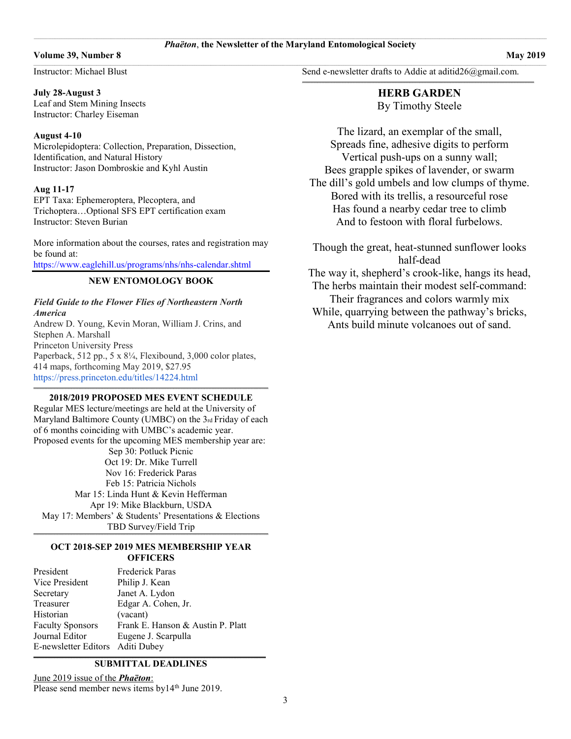Instructor: Michael Blust

**July 28-August 3**
Leaf and Stem Mining Insects
Instructor: Charley Eiseman

**August 4-10**
Microlepidoptera: Collection, Preparation, Dissection, Identification, and Natural History
Instructor: Jason Dombroskie and Kyhl Austin

**Aug 11-17**
EPT Taxa: Ephemeroptera, Plecoptera, and Trichoptera…Optional SFS EPT certification exam
Instructor: Steven Burian

More information about the courses, rates and registration may be found at:
https://www.eaglehill.us/programs/nhs/nhs-calendar.shtml

## NEW ENTOMOLOGY BOOK

***Field Guide to the Flower Flies of Northeastern North America***
Andrew D. Young, Kevin Moran, William J. Crins, and Stephen A. Marshall
Princeton University Press
Paperback, 512 pp., 5 x 8¼, Flexibound, 3,000 color plates, 414 maps, forthcoming May 2019, $27.95
https://press.princeton.edu/titles/14224.html

## 2018/2019 PROPOSED MES EVENT SCHEDULE

Regular MES lecture/meetings are held at the University of Maryland Baltimore County (UMBC) on the 3rd Friday of each of 6 months coinciding with UMBC's academic year. Proposed events for the upcoming MES membership year are:

Sep 30: Potluck Picnic
Oct 19: Dr. Mike Turrell
Nov 16: Frederick Paras
Feb 15: Patricia Nichols
Mar 15: Linda Hunt & Kevin Hefferman
Apr 19: Mike Blackburn, USDA
May 17: Members' & Students' Presentations & Elections
TBD Survey/Field Trip

## OCT 2018-SEP 2019 MES MEMBERSHIP YEAR OFFICERS

| | |
|---|---|
| President | Frederick Paras |
| Vice President | Philip J. Kean |
| Secretary | Janet A. Lydon |
| Treasurer | Edgar A. Cohen, Jr. |
| Historian | (vacant) |
| Faculty Sponsors | Frank E. Hanson & Austin P. Platt |
| Journal Editor | Eugene J. Scarpulla |
| E-newsletter Editors | Aditi Dubey |

## SUBMITTAL DEADLINES

June 2019 issue of the ***Phaëton***:
Please send member news items by14th June 2019.

Send e-newsletter drafts to Addie at aditid26@gmail.com.

## HERB GARDEN

By Timothy Steele

The lizard, an exemplar of the small,
Spreads fine, adhesive digits to perform
Vertical push-ups on a sunny wall;
Bees grapple spikes of lavender, or swarm
The dill's gold umbels and low clumps of thyme.
Bored with its trellis, a resourceful rose
Has found a nearby cedar tree to climb
And to festoon with floral furbelows.

Though the great, heat-stunned sunflower looks half-dead
The way it, shepherd's crook-like, hangs its head,
The herbs maintain their modest self-command:
Their fragrances and colors warmly mix
While, quarrying between the pathway's bricks,
Ants build minute volcanoes out of sand.